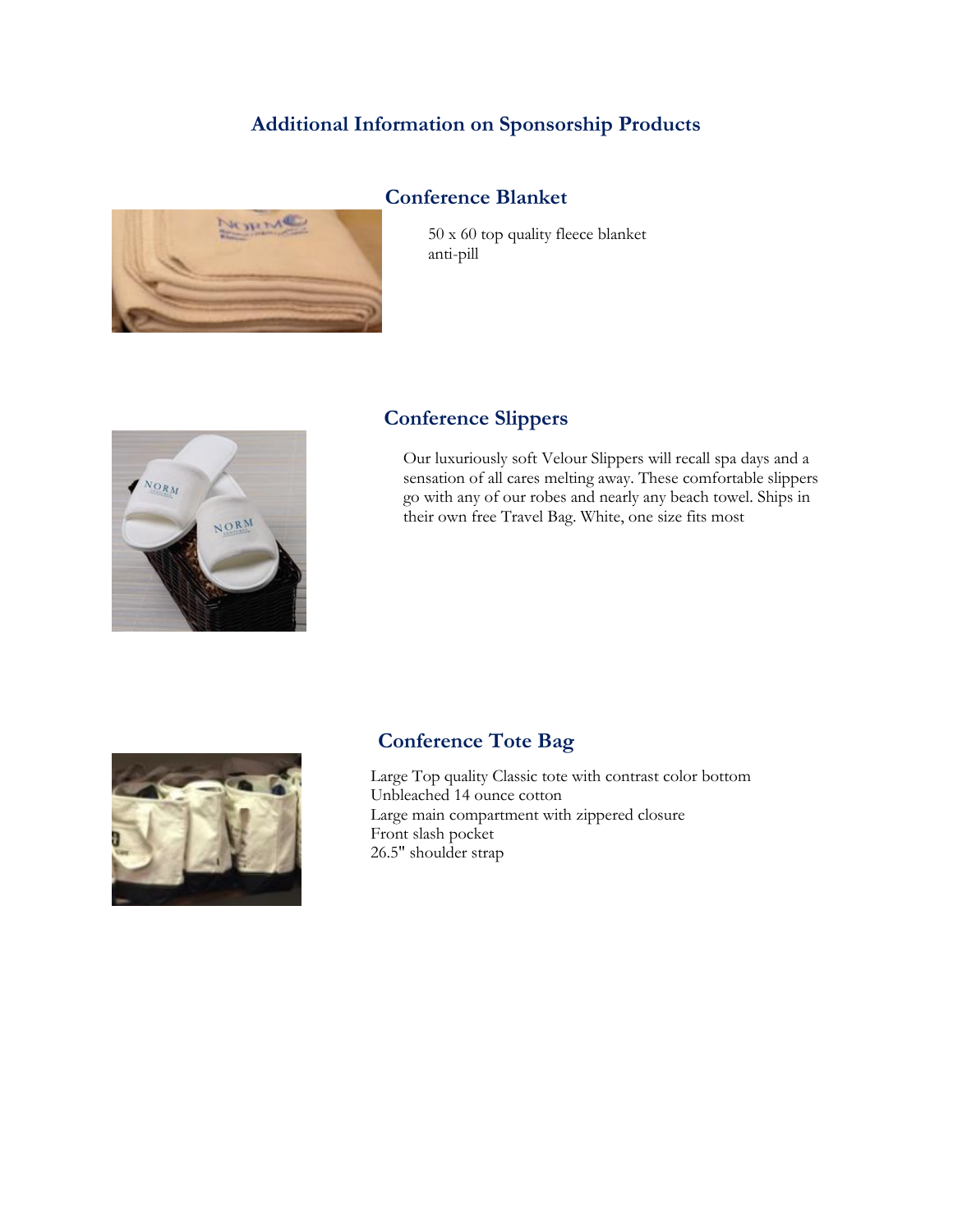# Additional Information on Sponsorship Products

## Conference Blanket

50 x 60 top quality fleece blanket
anti-pill

## Conference Slippers

Our luxuriously soft Velour Slippers will recall spa days and a sensation of all cares melting away. These comfortable slippers go with any of our robes and nearly any beach towel. Ships in their own free Travel Bag. White, one size fits most

## Conference Tote Bag

Large Top quality Classic tote with contrast color bottom
Unbleached 14 ounce cotton
Large main compartment with zippered closure
Front slash pocket
26.5" shoulder strap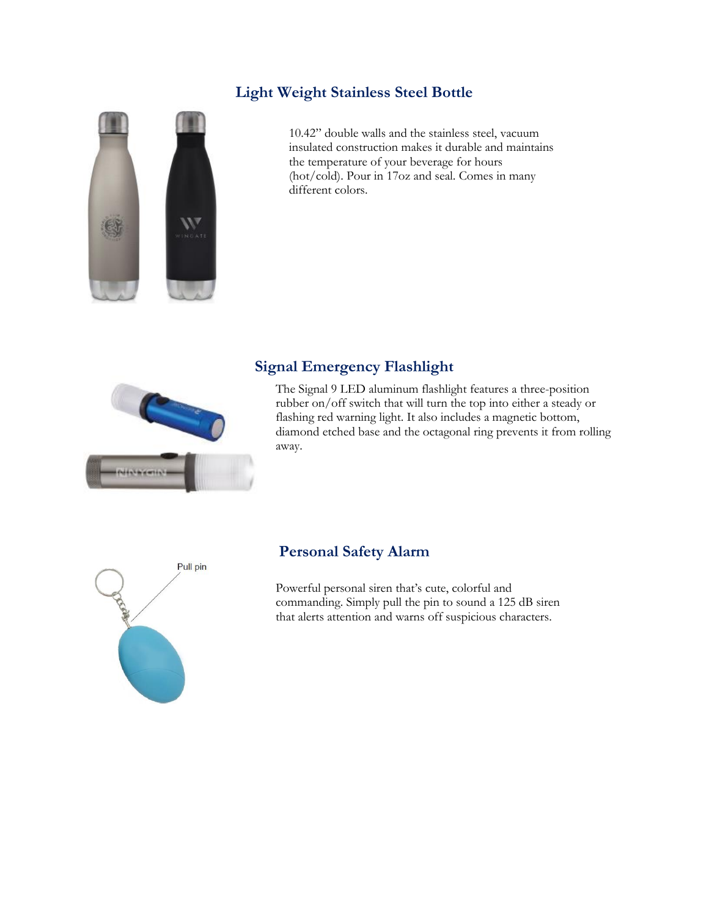## Light Weight Stainless Steel Bottle

10.42" double walls and the stainless steel, vacuum insulated construction makes it durable and maintains the temperature of your beverage for hours (hot/cold). Pour in 17oz and seal. Comes in many different colors.

## Signal Emergency Flashlight

The Signal 9 LED aluminum flashlight features a three-position rubber on/off switch that will turn the top into either a steady or flashing red warning light. It also includes a magnetic bottom, diamond etched base and the octagonal ring prevents it from rolling away.

## Personal Safety Alarm

Pull pin

Powerful personal siren that's cute, colorful and commanding. Simply pull the pin to sound a 125 dB siren that alerts attention and warns off suspicious characters.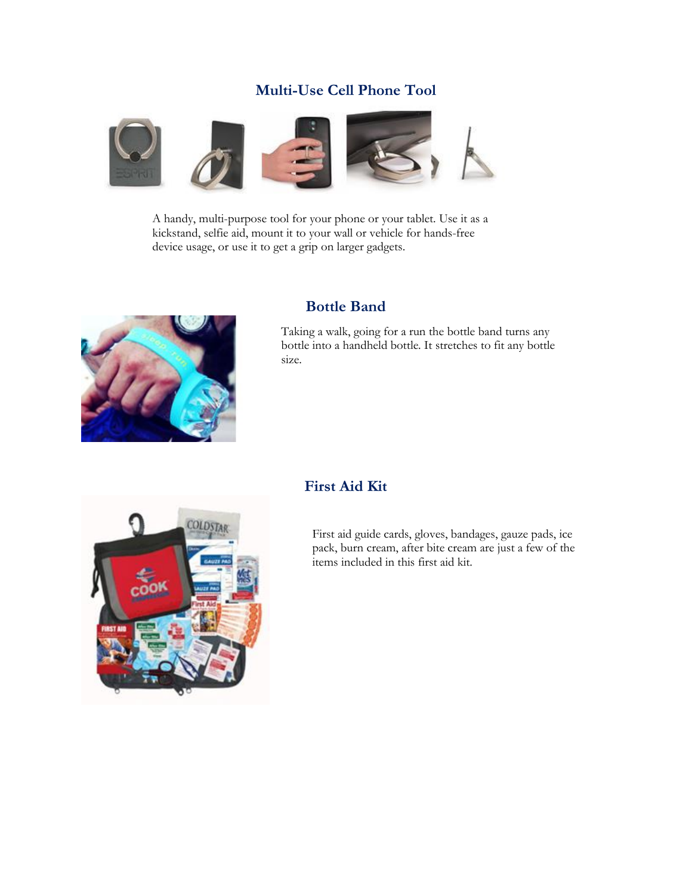## Multi-Use Cell Phone Tool

A handy, multi-purpose tool for your phone or your tablet. Use it as a kickstand, selfie aid, mount it to your wall or vehicle for hands-free device usage, or use it to get a grip on larger gadgets.

## Bottle Band

Taking a walk, going for a run the bottle band turns any bottle into a handheld bottle. It stretches to fit any bottle size.

## First Aid Kit

First aid guide cards, gloves, bandages, gauze pads, ice pack, burn cream, after bite cream are just a few of the items included in this first aid kit.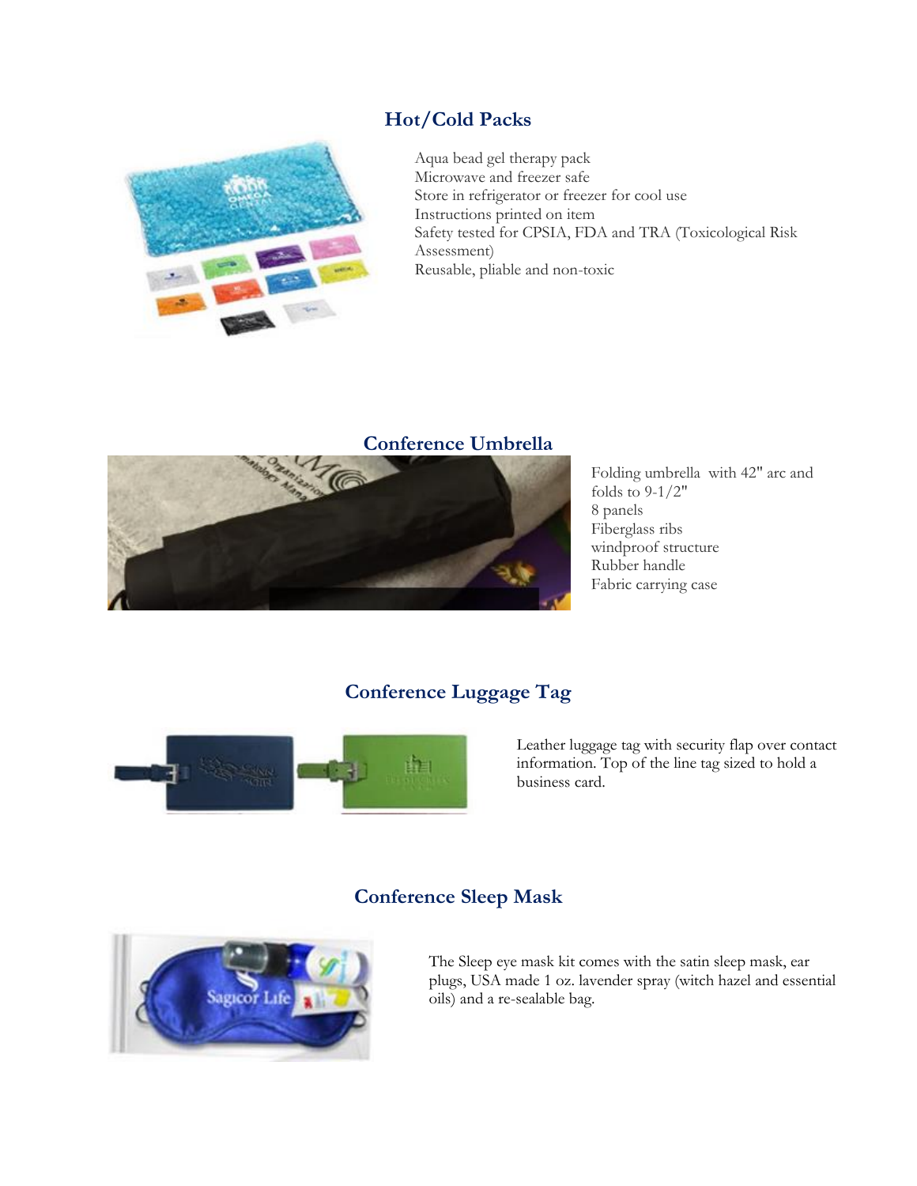## Hot/Cold Packs

Aqua bead gel therapy pack
Microwave and freezer safe
Store in refrigerator or freezer for cool use
Instructions printed on item
Safety tested for CPSIA, FDA and TRA (Toxicological Risk Assessment)
Reusable, pliable and non-toxic

## Conference Umbrella

Folding umbrella with 42" arc and folds to 9-1/2"
8 panels
Fiberglass ribs
windproof structure
Rubber handle
Fabric carrying case

## Conference Luggage Tag

Leather luggage tag with security flap over contact information. Top of the line tag sized to hold a business card.

## Conference Sleep Mask

The Sleep eye mask kit comes with the satin sleep mask, ear plugs, USA made 1 oz. lavender spray (witch hazel and essential oils) and a re-sealable bag.